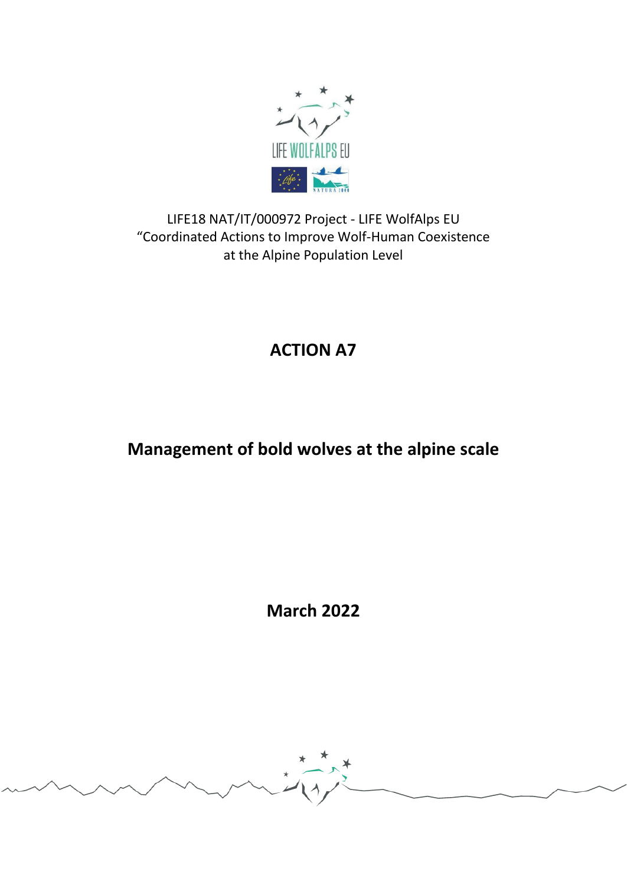LIFE18 NAT/IT/000972 Project - LIFE WolfAlps EU
“Coordinated Actions to Improve Wolf-Human Coexistence
at the Alpine Population Level

# ACTION A7

# Management of bold wolves at the alpine scale

**March 2022**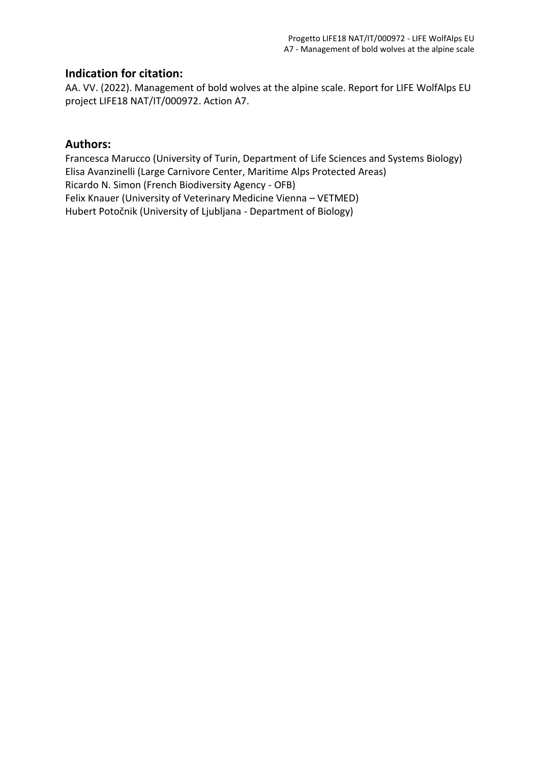## Indication for citation:

AA. VV. (2022). Management of bold wolves at the alpine scale. Report for LIFE WolfAlps EU project LIFE18 NAT/IT/000972. Action A7.

## Authors:

Francesca Marucco (University of Turin, Department of Life Sciences and Systems Biology)
Elisa Avanzinelli (Large Carnivore Center, Maritime Alps Protected Areas)
Ricardo N. Simon (French Biodiversity Agency - OFB)
Felix Knauer (University of Veterinary Medicine Vienna – VETMED)
Hubert Potočnik (University of Ljubljana - Department of Biology)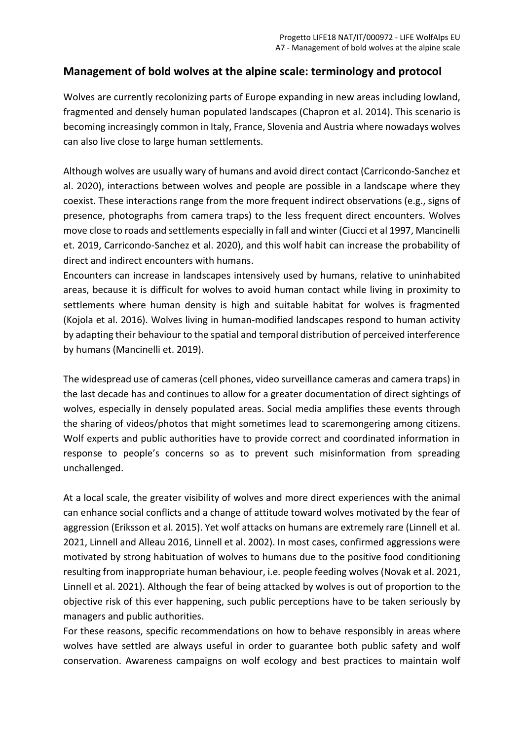## Management of bold wolves at the alpine scale: terminology and protocol

Wolves are currently recolonizing parts of Europe expanding in new areas including lowland, fragmented and densely human populated landscapes (Chapron et al. 2014). This scenario is becoming increasingly common in Italy, France, Slovenia and Austria where nowadays wolves can also live close to large human settlements.

Although wolves are usually wary of humans and avoid direct contact (Carricondo-Sanchez et al. 2020), interactions between wolves and people are possible in a landscape where they coexist. These interactions range from the more frequent indirect observations (e.g., signs of presence, photographs from camera traps) to the less frequent direct encounters. Wolves move close to roads and settlements especially in fall and winter (Ciucci et al 1997, Mancinelli et. 2019, Carricondo-Sanchez et al. 2020), and this wolf habit can increase the probability of direct and indirect encounters with humans.

Encounters can increase in landscapes intensively used by humans, relative to uninhabited areas, because it is difficult for wolves to avoid human contact while living in proximity to settlements where human density is high and suitable habitat for wolves is fragmented (Kojola et al. 2016). Wolves living in human-modified landscapes respond to human activity by adapting their behaviour to the spatial and temporal distribution of perceived interference by humans (Mancinelli et. 2019).

The widespread use of cameras (cell phones, video surveillance cameras and camera traps) in the last decade has and continues to allow for a greater documentation of direct sightings of wolves, especially in densely populated areas. Social media amplifies these events through the sharing of videos/photos that might sometimes lead to scaremongering among citizens. Wolf experts and public authorities have to provide correct and coordinated information in response to people's concerns so as to prevent such misinformation from spreading unchallenged.

At a local scale, the greater visibility of wolves and more direct experiences with the animal can enhance social conflicts and a change of attitude toward wolves motivated by the fear of aggression (Eriksson et al. 2015). Yet wolf attacks on humans are extremely rare (Linnell et al. 2021, Linnell and Alleau 2016, Linnell et al. 2002). In most cases, confirmed aggressions were motivated by strong habituation of wolves to humans due to the positive food conditioning resulting from inappropriate human behaviour, i.e. people feeding wolves (Novak et al. 2021, Linnell et al. 2021). Although the fear of being attacked by wolves is out of proportion to the objective risk of this ever happening, such public perceptions have to be taken seriously by managers and public authorities.

For these reasons, specific recommendations on how to behave responsibly in areas where wolves have settled are always useful in order to guarantee both public safety and wolf conservation. Awareness campaigns on wolf ecology and best practices to maintain wolf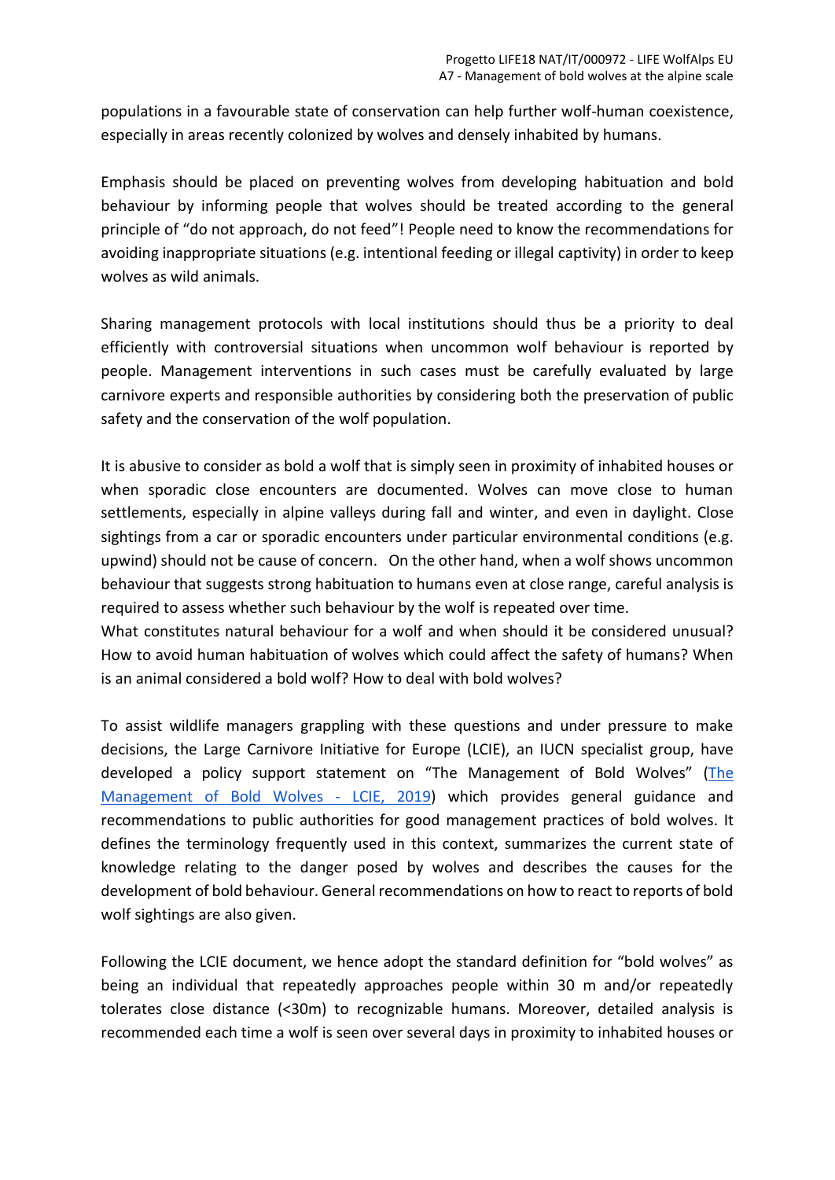populations in a favourable state of conservation can help further wolf-human coexistence, especially in areas recently colonized by wolves and densely inhabited by humans.

Emphasis should be placed on preventing wolves from developing habituation and bold behaviour by informing people that wolves should be treated according to the general principle of "do not approach, do not feed"! People need to know the recommendations for avoiding inappropriate situations (e.g. intentional feeding or illegal captivity) in order to keep wolves as wild animals.

Sharing management protocols with local institutions should thus be a priority to deal efficiently with controversial situations when uncommon wolf behaviour is reported by people. Management interventions in such cases must be carefully evaluated by large carnivore experts and responsible authorities by considering both the preservation of public safety and the conservation of the wolf population.

It is abusive to consider as bold a wolf that is simply seen in proximity of inhabited houses or when sporadic close encounters are documented. Wolves can move close to human settlements, especially in alpine valleys during fall and winter, and even in daylight. Close sightings from a car or sporadic encounters under particular environmental conditions (e.g. upwind) should not be cause of concern. On the other hand, when a wolf shows uncommon behaviour that suggests strong habituation to humans even at close range, careful analysis is required to assess whether such behaviour by the wolf is repeated over time.
What constitutes natural behaviour for a wolf and when should it be considered unusual? How to avoid human habituation of wolves which could affect the safety of humans? When is an animal considered a bold wolf? How to deal with bold wolves?

To assist wildlife managers grappling with these questions and under pressure to make decisions, the Large Carnivore Initiative for Europe (LCIE), an IUCN specialist group, have developed a policy support statement on "The Management of Bold Wolves" (The Management of Bold Wolves - LCIE, 2019) which provides general guidance and recommendations to public authorities for good management practices of bold wolves. It defines the terminology frequently used in this context, summarizes the current state of knowledge relating to the danger posed by wolves and describes the causes for the development of bold behaviour. General recommendations on how to react to reports of bold wolf sightings are also given.

Following the LCIE document, we hence adopt the standard definition for "bold wolves" as being an individual that repeatedly approaches people within 30 m and/or repeatedly tolerates close distance (<30m) to recognizable humans. Moreover, detailed analysis is recommended each time a wolf is seen over several days in proximity to inhabited houses or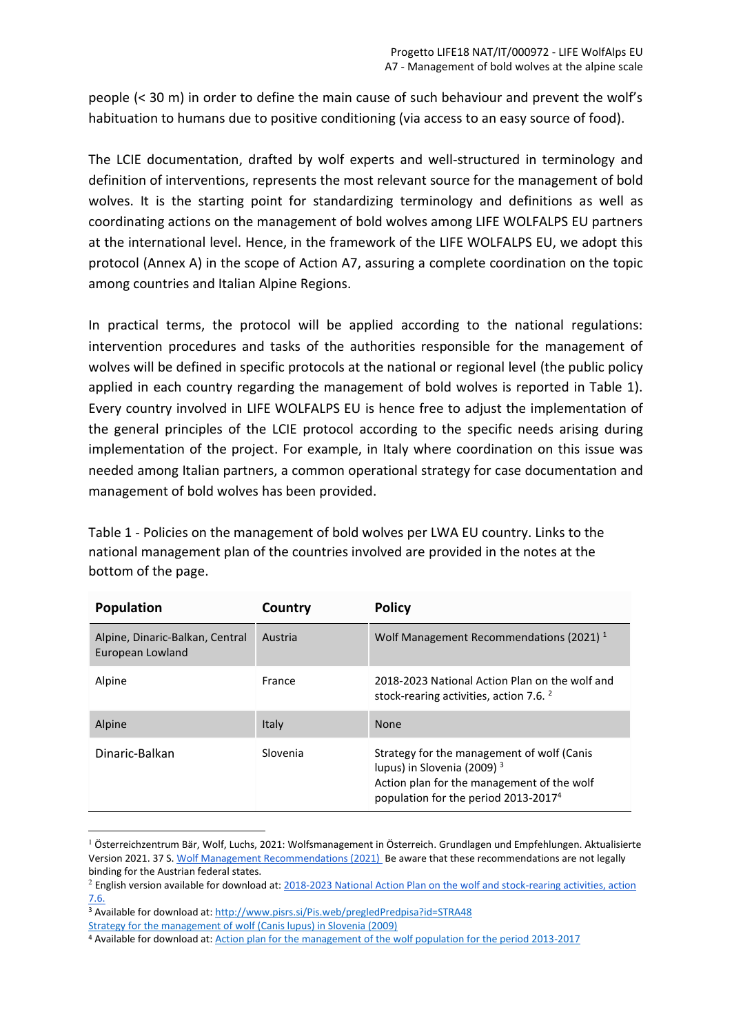people (< 30 m) in order to define the main cause of such behaviour and prevent the wolf's habituation to humans due to positive conditioning (via access to an easy source of food).

The LCIE documentation, drafted by wolf experts and well-structured in terminology and definition of interventions, represents the most relevant source for the management of bold wolves. It is the starting point for standardizing terminology and definitions as well as coordinating actions on the management of bold wolves among LIFE WOLFALPS EU partners at the international level. Hence, in the framework of the LIFE WOLFALPS EU, we adopt this protocol (Annex A) in the scope of Action A7, assuring a complete coordination on the topic among countries and Italian Alpine Regions.

In practical terms, the protocol will be applied according to the national regulations: intervention procedures and tasks of the authorities responsible for the management of wolves will be defined in specific protocols at the national or regional level (the public policy applied in each country regarding the management of bold wolves is reported in Table 1). Every country involved in LIFE WOLFALPS EU is hence free to adjust the implementation of the general principles of the LCIE protocol according to the specific needs arising during implementation of the project. For example, in Italy where coordination on this issue was needed among Italian partners, a common operational strategy for case documentation and management of bold wolves has been provided.

Table 1 - Policies on the management of bold wolves per LWA EU country. Links to the national management plan of the countries involved are provided in the notes at the bottom of the page.

| Population | Country | Policy |
|---|---|---|
| Alpine, Dinaric-Balkan, Central European Lowland | Austria | Wolf Management Recommendations (2021) [1] |
| Alpine | France | 2018-2023 National Action Plan on the wolf and stock-rearing activities, action 7.6. [2] |
| Alpine | Italy | None |
| Dinaric-Balkan | Slovenia | Strategy for the management of wolf (Canis lupus) in Slovenia (2009) [3]<br>Action plan for the management of the wolf population for the period 2013-2017[4] |

[1] Österreichzentrum Bär, Wolf, Luchs, 2021: Wolfsmanagement in Österreich. Grundlagen und Empfehlungen. Aktualisierte Version 2021. 37 S. Wolf Management Recommendations (2021) Be aware that these recommendations are not legally binding for the Austrian federal states.

[2] English version available for download at: 2018-2023 National Action Plan on the wolf and stock-rearing activities, action 7.6.

[3] Available for download at: http://www.pisrs.si/Pis.web/pregledPredpisa?id=STRA48
Strategy for the management of wolf (Canis lupus) in Slovenia (2009)

[4] Available for download at: Action plan for the management of the wolf population for the period 2013-2017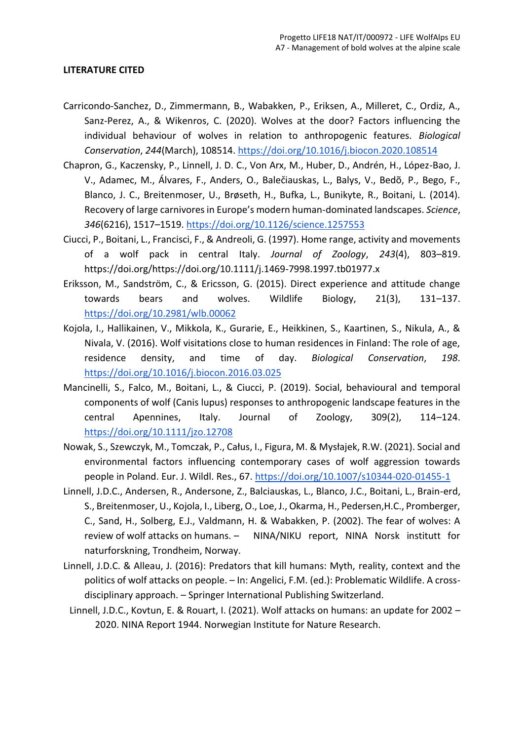**LITERATURE CITED**

Carricondo-Sanchez, D., Zimmermann, B., Wabakken, P., Eriksen, A., Milleret, C., Ordiz, A., Sanz-Perez, A., & Wikenros, C. (2020). Wolves at the door? Factors influencing the individual behaviour of wolves in relation to anthropogenic features. *Biological Conservation*, *244*(March), 108514. https://doi.org/10.1016/j.biocon.2020.108514

Chapron, G., Kaczensky, P., Linnell, J. D. C., Von Arx, M., Huber, D., Andrén, H., López-Bao, J. V., Adamec, M., Álvares, F., Anders, O., Balečiauskas, L., Balys, V., Bedõ, P., Bego, F., Blanco, J. C., Breitenmoser, U., Brøseth, H., Bufka, L., Bunikyte, R., Boitani, L. (2014). Recovery of large carnivores in Europe's modern human-dominated landscapes. *Science*, *346*(6216), 1517–1519. https://doi.org/10.1126/science.1257553

Ciucci, P., Boitani, L., Francisci, F., & Andreoli, G. (1997). Home range, activity and movements of a wolf pack in central Italy. *Journal of Zoology*, *243*(4), 803–819. https://doi.org/https://doi.org/10.1111/j.1469-7998.1997.tb01977.x

Eriksson, M., Sandström, C., & Ericsson, G. (2015). Direct experience and attitude change towards bears and wolves. Wildlife Biology, 21(3), 131–137. https://doi.org/10.2981/wlb.00062

Kojola, I., Hallikainen, V., Mikkola, K., Gurarie, E., Heikkinen, S., Kaartinen, S., Nikula, A., & Nivala, V. (2016). Wolf visitations close to human residences in Finland: The role of age, residence density, and time of day. *Biological Conservation*, *198*. https://doi.org/10.1016/j.biocon.2016.03.025

Mancinelli, S., Falco, M., Boitani, L., & Ciucci, P. (2019). Social, behavioural and temporal components of wolf (Canis lupus) responses to anthropogenic landscape features in the central Apennines, Italy. Journal of Zoology, 309(2), 114–124. https://doi.org/10.1111/jzo.12708

Nowak, S., Szewczyk, M., Tomczak, P., Całus, I., Figura, M. & Mysłajek, R.W. (2021). Social and environmental factors influencing contemporary cases of wolf aggression towards people in Poland. Eur. J. Wildl. Res., 67. https://doi.org/10.1007/s10344-020-01455-1

Linnell, J.D.C., Andersen, R., Andersone, Z., Balciauskas, L., Blanco, J.C., Boitani, L., Brain-erd, S., Breitenmoser, U., Kojola, I., Liberg, O., Loe, J., Okarma, H., Pedersen,H.C., Promberger, C., Sand, H., Solberg, E.J., Valdmann, H. & Wabakken, P. (2002). The fear of wolves: A review of wolf attacks on humans. – NINA/NIKU report, NINA Norsk institutt for naturforskning, Trondheim, Norway.

Linnell, J.D.C. & Alleau, J. (2016): Predators that kill humans: Myth, reality, context and the politics of wolf attacks on people. – In: Angelici, F.M. (ed.): Problematic Wildlife. A cross-disciplinary approach. – Springer International Publishing Switzerland.

Linnell, J.D.C., Kovtun, E. & Rouart, I. (2021). Wolf attacks on humans: an update for 2002 – 2020. NINA Report 1944. Norwegian Institute for Nature Research.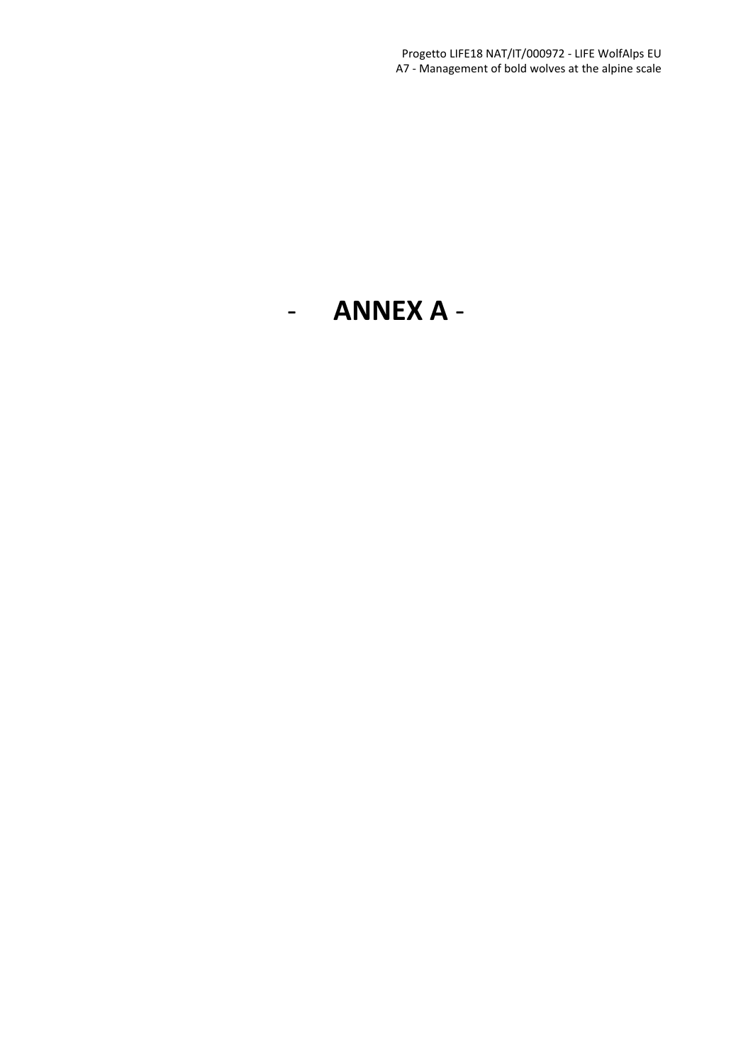# - ANNEX A -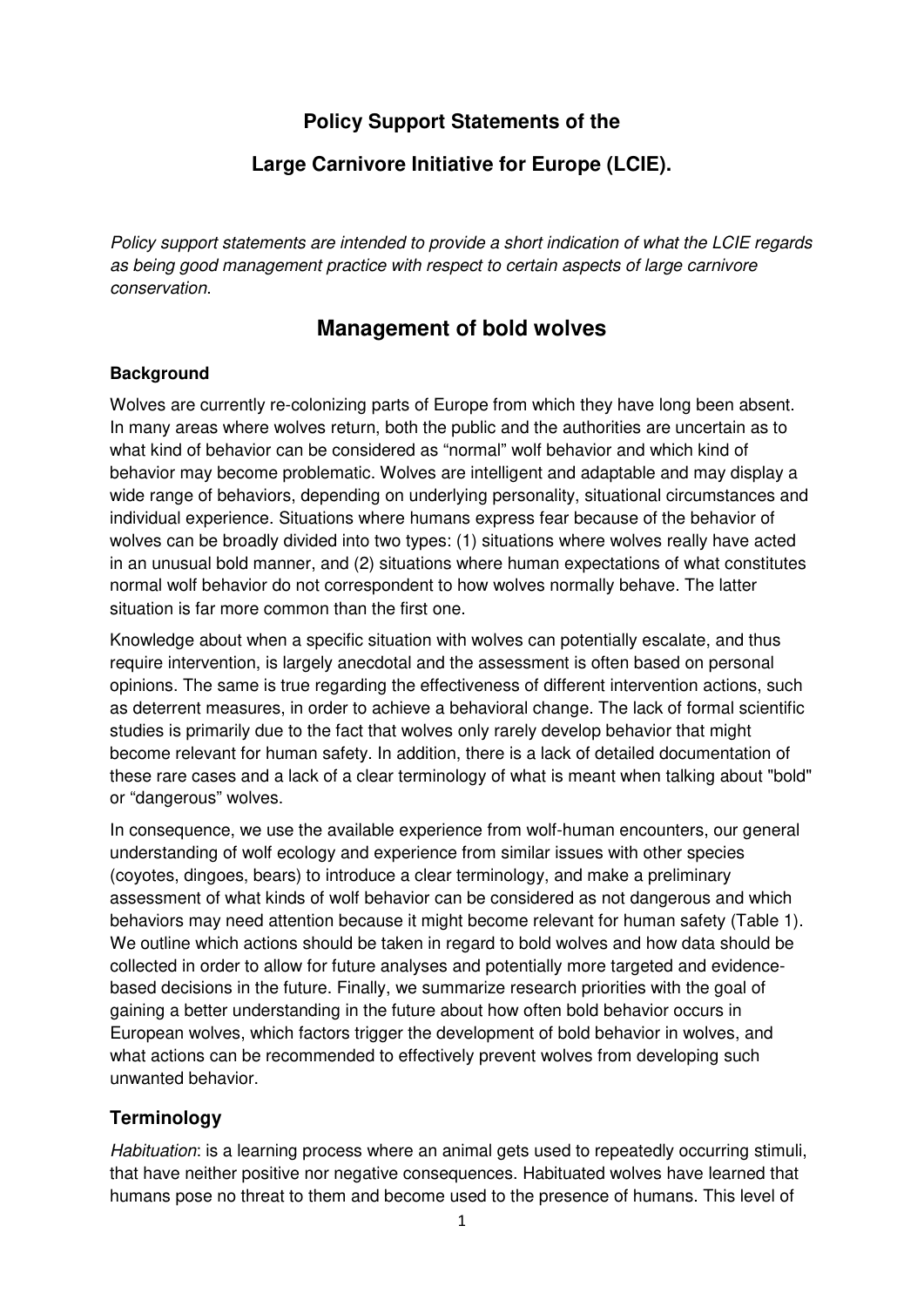**Policy Support Statements of the**

**Large Carnivore Initiative for Europe (LCIE).**

*Policy support statements are intended to provide a short indication of what the LCIE regards as being good management practice with respect to certain aspects of large carnivore conservation.*

# Management of bold wolves

### Background

Wolves are currently re-colonizing parts of Europe from which they have long been absent. In many areas where wolves return, both the public and the authorities are uncertain as to what kind of behavior can be considered as "normal" wolf behavior and which kind of behavior may become problematic. Wolves are intelligent and adaptable and may display a wide range of behaviors, depending on underlying personality, situational circumstances and individual experience. Situations where humans express fear because of the behavior of wolves can be broadly divided into two types: (1) situations where wolves really have acted in an unusual bold manner, and (2) situations where human expectations of what constitutes normal wolf behavior do not correspondent to how wolves normally behave. The latter situation is far more common than the first one.

Knowledge about when a specific situation with wolves can potentially escalate, and thus require intervention, is largely anecdotal and the assessment is often based on personal opinions. The same is true regarding the effectiveness of different intervention actions, such as deterrent measures, in order to achieve a behavioral change. The lack of formal scientific studies is primarily due to the fact that wolves only rarely develop behavior that might become relevant for human safety. In addition, there is a lack of detailed documentation of these rare cases and a lack of a clear terminology of what is meant when talking about "bold" or "dangerous" wolves.

In consequence, we use the available experience from wolf-human encounters, our general understanding of wolf ecology and experience from similar issues with other species (coyotes, dingoes, bears) to introduce a clear terminology, and make a preliminary assessment of what kinds of wolf behavior can be considered as not dangerous and which behaviors may need attention because it might become relevant for human safety (Table 1). We outline which actions should be taken in regard to bold wolves and how data should be collected in order to allow for future analyses and potentially more targeted and evidence-based decisions in the future. Finally, we summarize research priorities with the goal of gaining a better understanding in the future about how often bold behavior occurs in European wolves, which factors trigger the development of bold behavior in wolves, and what actions can be recommended to effectively prevent wolves from developing such unwanted behavior.

## Terminology

*Habituation*: is a learning process where an animal gets used to repeatedly occurring stimuli, that have neither positive nor negative consequences. Habituated wolves have learned that humans pose no threat to them and become used to the presence of humans. This level of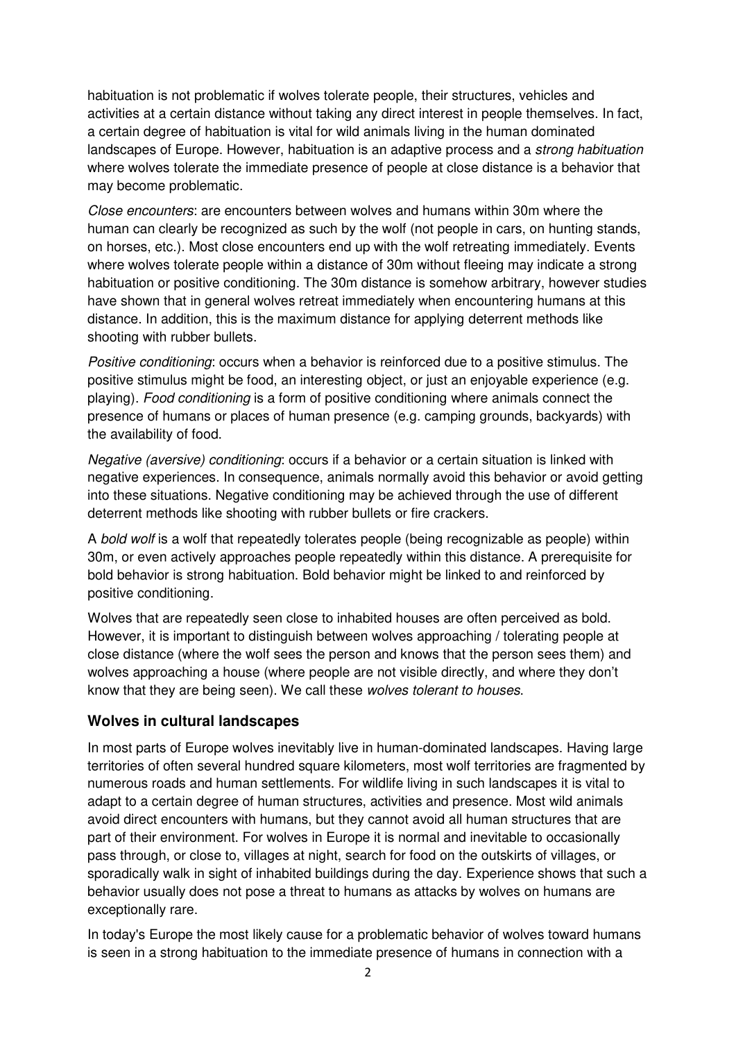habituation is not problematic if wolves tolerate people, their structures, vehicles and activities at a certain distance without taking any direct interest in people themselves. In fact, a certain degree of habituation is vital for wild animals living in the human dominated landscapes of Europe. However, habituation is an adaptive process and a *strong habituation* where wolves tolerate the immediate presence of people at close distance is a behavior that may become problematic.

*Close encounters*: are encounters between wolves and humans within 30m where the human can clearly be recognized as such by the wolf (not people in cars, on hunting stands, on horses, etc.). Most close encounters end up with the wolf retreating immediately. Events where wolves tolerate people within a distance of 30m without fleeing may indicate a strong habituation or positive conditioning. The 30m distance is somehow arbitrary, however studies have shown that in general wolves retreat immediately when encountering humans at this distance. In addition, this is the maximum distance for applying deterrent methods like shooting with rubber bullets.

*Positive conditioning*: occurs when a behavior is reinforced due to a positive stimulus. The positive stimulus might be food, an interesting object, or just an enjoyable experience (e.g. playing). *Food conditioning* is a form of positive conditioning where animals connect the presence of humans or places of human presence (e.g. camping grounds, backyards) with the availability of food.

*Negative (aversive) conditioning*: occurs if a behavior or a certain situation is linked with negative experiences. In consequence, animals normally avoid this behavior or avoid getting into these situations. Negative conditioning may be achieved through the use of different deterrent methods like shooting with rubber bullets or fire crackers.

A *bold wolf* is a wolf that repeatedly tolerates people (being recognizable as people) within 30m, or even actively approaches people repeatedly within this distance. A prerequisite for bold behavior is strong habituation. Bold behavior might be linked to and reinforced by positive conditioning.

Wolves that are repeatedly seen close to inhabited houses are often perceived as bold. However, it is important to distinguish between wolves approaching / tolerating people at close distance (where the wolf sees the person and knows that the person sees them) and wolves approaching a house (where people are not visible directly, and where they don't know that they are being seen). We call these *wolves tolerant to houses*.

## Wolves in cultural landscapes

In most parts of Europe wolves inevitably live in human-dominated landscapes. Having large territories of often several hundred square kilometers, most wolf territories are fragmented by numerous roads and human settlements. For wildlife living in such landscapes it is vital to adapt to a certain degree of human structures, activities and presence. Most wild animals avoid direct encounters with humans, but they cannot avoid all human structures that are part of their environment. For wolves in Europe it is normal and inevitable to occasionally pass through, or close to, villages at night, search for food on the outskirts of villages, or sporadically walk in sight of inhabited buildings during the day. Experience shows that such a behavior usually does not pose a threat to humans as attacks by wolves on humans are exceptionally rare.

In today's Europe the most likely cause for a problematic behavior of wolves toward humans is seen in a strong habituation to the immediate presence of humans in connection with a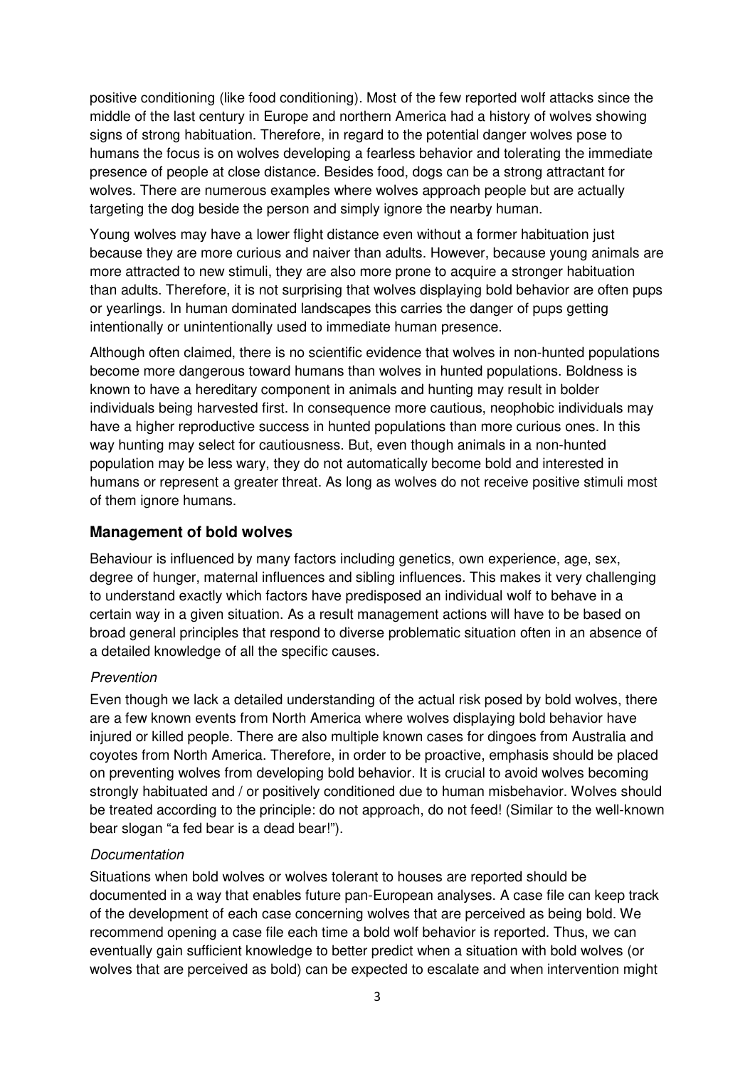positive conditioning (like food conditioning). Most of the few reported wolf attacks since the middle of the last century in Europe and northern America had a history of wolves showing signs of strong habituation. Therefore, in regard to the potential danger wolves pose to humans the focus is on wolves developing a fearless behavior and tolerating the immediate presence of people at close distance. Besides food, dogs can be a strong attractant for wolves. There are numerous examples where wolves approach people but are actually targeting the dog beside the person and simply ignore the nearby human.

Young wolves may have a lower flight distance even without a former habituation just because they are more curious and naiver than adults. However, because young animals are more attracted to new stimuli, they are also more prone to acquire a stronger habituation than adults. Therefore, it is not surprising that wolves displaying bold behavior are often pups or yearlings. In human dominated landscapes this carries the danger of pups getting intentionally or unintentionally used to immediate human presence.

Although often claimed, there is no scientific evidence that wolves in non-hunted populations become more dangerous toward humans than wolves in hunted populations. Boldness is known to have a hereditary component in animals and hunting may result in bolder individuals being harvested first. In consequence more cautious, neophobic individuals may have a higher reproductive success in hunted populations than more curious ones. In this way hunting may select for cautiousness. But, even though animals in a non-hunted population may be less wary, they do not automatically become bold and interested in humans or represent a greater threat. As long as wolves do not receive positive stimuli most of them ignore humans.

## Management of bold wolves

Behaviour is influenced by many factors including genetics, own experience, age, sex, degree of hunger, maternal influences and sibling influences. This makes it very challenging to understand exactly which factors have predisposed an individual wolf to behave in a certain way in a given situation. As a result management actions will have to be based on broad general principles that respond to diverse problematic situation often in an absence of a detailed knowledge of all the specific causes.

### *Prevention*

Even though we lack a detailed understanding of the actual risk posed by bold wolves, there are a few known events from North America where wolves displaying bold behavior have injured or killed people. There are also multiple known cases for dingoes from Australia and coyotes from North America. Therefore, in order to be proactive, emphasis should be placed on preventing wolves from developing bold behavior. It is crucial to avoid wolves becoming strongly habituated and / or positively conditioned due to human misbehavior. Wolves should be treated according to the principle: do not approach, do not feed! (Similar to the well-known bear slogan "a fed bear is a dead bear!").

### *Documentation*

Situations when bold wolves or wolves tolerant to houses are reported should be documented in a way that enables future pan-European analyses. A case file can keep track of the development of each case concerning wolves that are perceived as being bold. We recommend opening a case file each time a bold wolf behavior is reported. Thus, we can eventually gain sufficient knowledge to better predict when a situation with bold wolves (or wolves that are perceived as bold) can be expected to escalate and when intervention might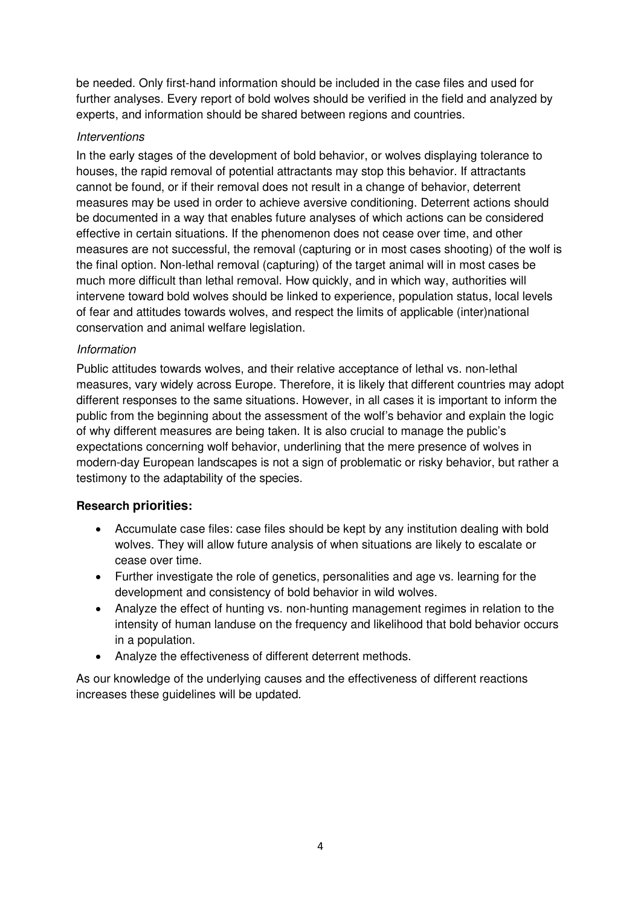be needed. Only first-hand information should be included in the case files and used for further analyses. Every report of bold wolves should be verified in the field and analyzed by experts, and information should be shared between regions and countries.

*Interventions*

In the early stages of the development of bold behavior, or wolves displaying tolerance to houses, the rapid removal of potential attractants may stop this behavior. If attractants cannot be found, or if their removal does not result in a change of behavior, deterrent measures may be used in order to achieve aversive conditioning. Deterrent actions should be documented in a way that enables future analyses of which actions can be considered effective in certain situations. If the phenomenon does not cease over time, and other measures are not successful, the removal (capturing or in most cases shooting) of the wolf is the final option. Non-lethal removal (capturing) of the target animal will in most cases be much more difficult than lethal removal. How quickly, and in which way, authorities will intervene toward bold wolves should be linked to experience, population status, local levels of fear and attitudes towards wolves, and respect the limits of applicable (inter)national conservation and animal welfare legislation.

*Information*

Public attitudes towards wolves, and their relative acceptance of lethal vs. non-lethal measures, vary widely across Europe. Therefore, it is likely that different countries may adopt different responses to the same situations. However, in all cases it is important to inform the public from the beginning about the assessment of the wolf's behavior and explain the logic of why different measures are being taken. It is also crucial to manage the public's expectations concerning wolf behavior, underlining that the mere presence of wolves in modern-day European landscapes is not a sign of problematic or risky behavior, but rather a testimony to the adaptability of the species.

**Research priorities:**

- Accumulate case files: case files should be kept by any institution dealing with bold wolves. They will allow future analysis of when situations are likely to escalate or cease over time.
- Further investigate the role of genetics, personalities and age vs. learning for the development and consistency of bold behavior in wild wolves.
- Analyze the effect of hunting vs. non-hunting management regimes in relation to the intensity of human landuse on the frequency and likelihood that bold behavior occurs in a population.
- Analyze the effectiveness of different deterrent methods.

As our knowledge of the underlying causes and the effectiveness of different reactions increases these guidelines will be updated.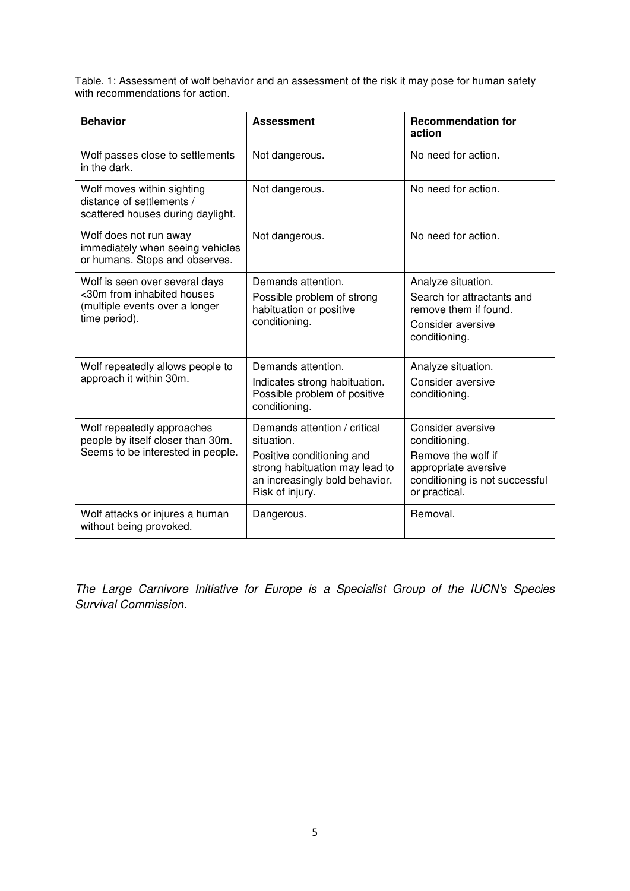Table. 1: Assessment of wolf behavior and an assessment of the risk it may pose for human safety with recommendations for action.

| Behavior | Assessment | Recommendation for action |
| --- | --- | --- |
| Wolf passes close to settlements in the dark. | Not dangerous. | No need for action. |
| Wolf moves within sighting distance of settlements / scattered houses during daylight. | Not dangerous. | No need for action. |
| Wolf does not run away immediately when seeing vehicles or humans. Stops and observes. | Not dangerous. | No need for action. |
| Wolf is seen over several days <30m from inhabited houses (multiple events over a longer time period). | Demands attention.<br>Possible problem of strong habituation or positive conditioning. | Analyze situation.<br>Search for attractants and remove them if found.<br>Consider aversive conditioning. |
| Wolf repeatedly allows people to approach it within 30m. | Demands attention.<br>Indicates strong habituation. Possible problem of positive conditioning. | Analyze situation.<br>Consider aversive conditioning. |
| Wolf repeatedly approaches people by itself closer than 30m. Seems to be interested in people. | Demands attention / critical situation.<br>Positive conditioning and strong habituation may lead to an increasingly bold behavior. Risk of injury. | Consider aversive conditioning.<br>Remove the wolf if appropriate aversive conditioning is not successful or practical. |
| Wolf attacks or injures a human without being provoked. | Dangerous. | Removal. |

*The Large Carnivore Initiative for Europe is a Specialist Group of the IUCN's Species Survival Commission.*